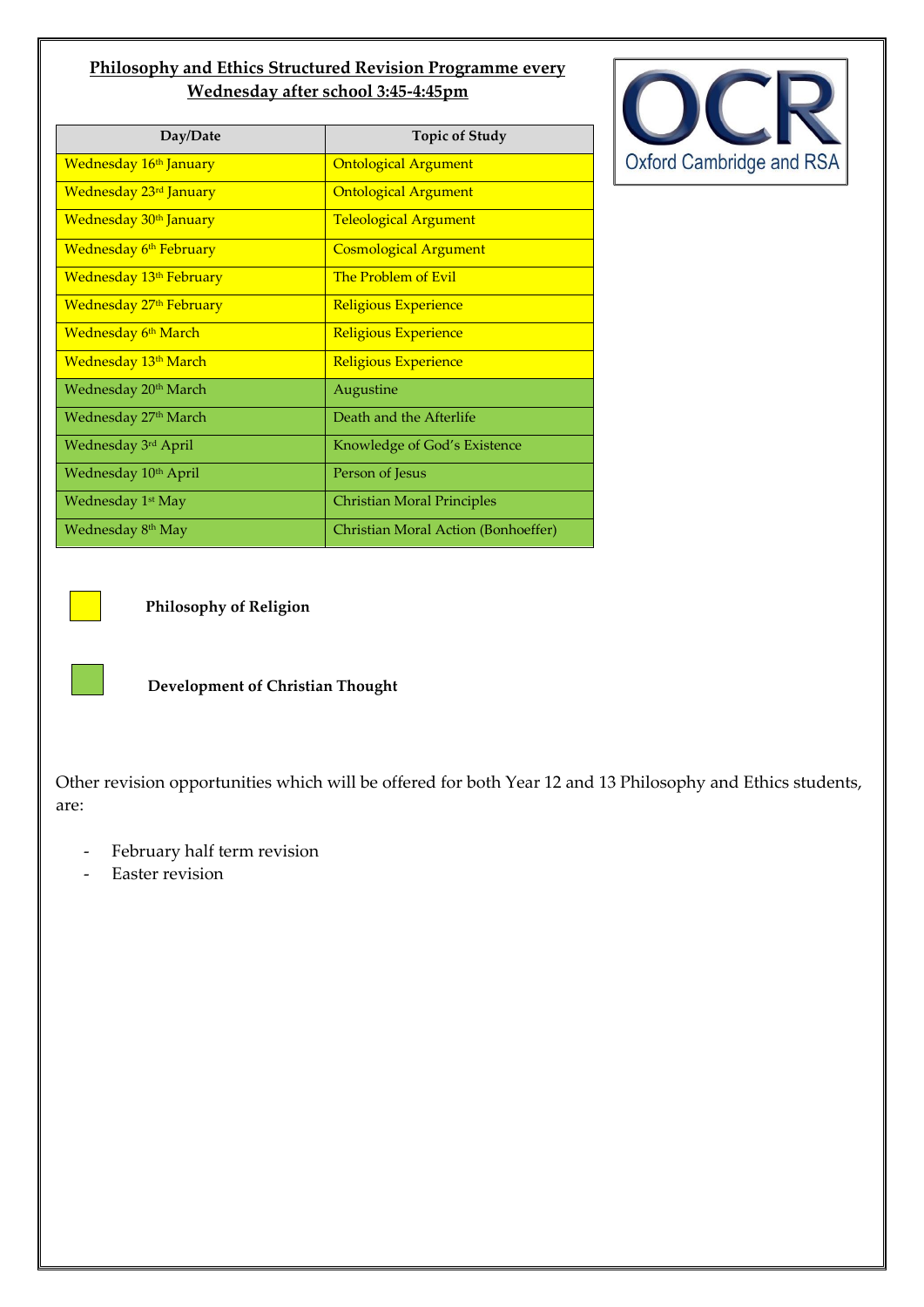## Philosophy and Ethics Structured Revision Programme every Wednesday after school 3:45-4:45pm

| Day/Date | Topic of Study |
|---|---|
| Wednesday 16th January | Ontological Argument |
| Wednesday 23rd January | Ontological Argument |
| Wednesday 30th January | Teleological Argument |
| Wednesday 6th February | Cosmological Argument |
| Wednesday 13th February | The Problem of Evil |
| Wednesday 27th February | Religious Experience |
| Wednesday 6th March | Religious Experience |
| Wednesday 13th March | Religious Experience |
| Wednesday 20th March | Augustine |
| Wednesday 27th March | Death and the Afterlife |
| Wednesday 3rd April | Knowledge of God's Existence |
| Wednesday 10th April | Person of Jesus |
| Wednesday 1st May | Christian Moral Principles |
| Wednesday 8th May | Christian Moral Action (Bonhoeffer) |

OCR Oxford Cambridge and RSA

**Philosophy of Religion** (yellow: 16th January – 13th March)

**Development of Christian Thought** (green: 20th March – 8th May)

Other revision opportunities which will be offered for both Year 12 and 13 Philosophy and Ethics students, are:

- February half term revision
- Easter revision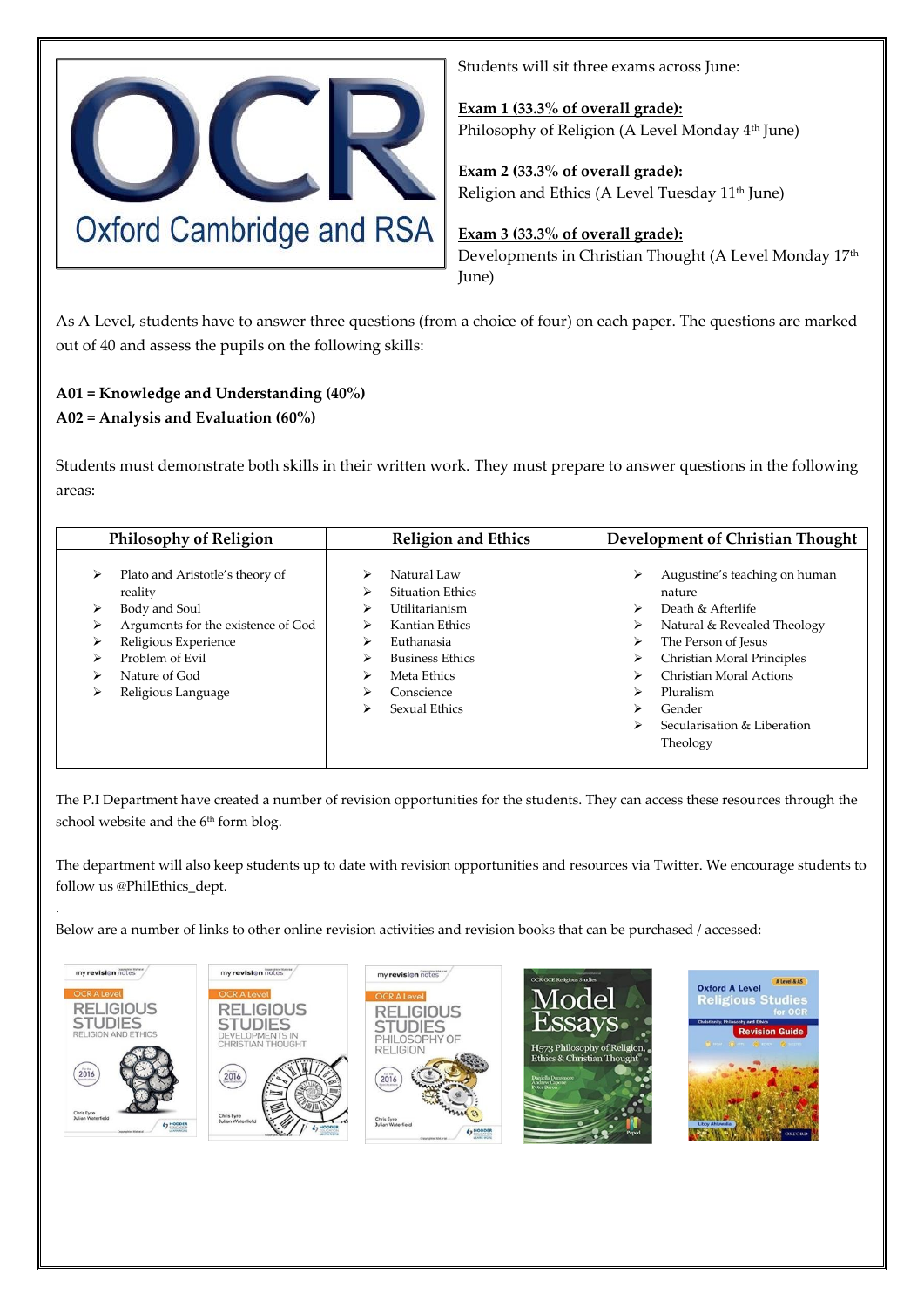Students will sit three exams across June:

**Exam 1 (33.3% of overall grade):**
Philosophy of Religion (A Level Monday 4th June)

**Exam 2 (33.3% of overall grade):**
Religion and Ethics (A Level Tuesday 11th June)

**Exam 3 (33.3% of overall grade):**
Developments in Christian Thought (A Level Monday 17th June)

As A Level, students have to answer three questions (from a choice of four) on each paper. The questions are marked out of 40 and assess the pupils on the following skills:

**A01 = Knowledge and Understanding (40%)**
**A02 = Analysis and Evaluation (60%)**

Students must demonstrate both skills in their written work. They must prepare to answer questions in the following areas:

| Philosophy of Religion | Religion and Ethics | Development of Christian Thought |
|---|---|---|
| ➢ Plato and Aristotle's theory of reality<br>➢ Body and Soul<br>➢ Arguments for the existence of God<br>➢ Religious Experience<br>➢ Problem of Evil<br>➢ Nature of God<br>➢ Religious Language | ➢ Natural Law<br>➢ Situation Ethics<br>➢ Utilitarianism<br>➢ Kantian Ethics<br>➢ Euthanasia<br>➢ Business Ethics<br>➢ Meta Ethics<br>➢ Conscience<br>➢ Sexual Ethics | ➢ Augustine's teaching on human nature<br>➢ Death & Afterlife<br>➢ Natural & Revealed Theology<br>➢ The Person of Jesus<br>➢ Christian Moral Principles<br>➢ Christian Moral Actions<br>➢ Pluralism<br>➢ Gender<br>➢ Secularisation & Liberation Theology |

The P.I Department have created a number of revision opportunities for the students. They can access these resources through the school website and the 6th form blog.

The department will also keep students up to date with revision opportunities and resources via Twitter. We encourage students to follow us @PhilEthics_dept.

Below are a number of links to other online revision activities and revision books that can be purchased / accessed: